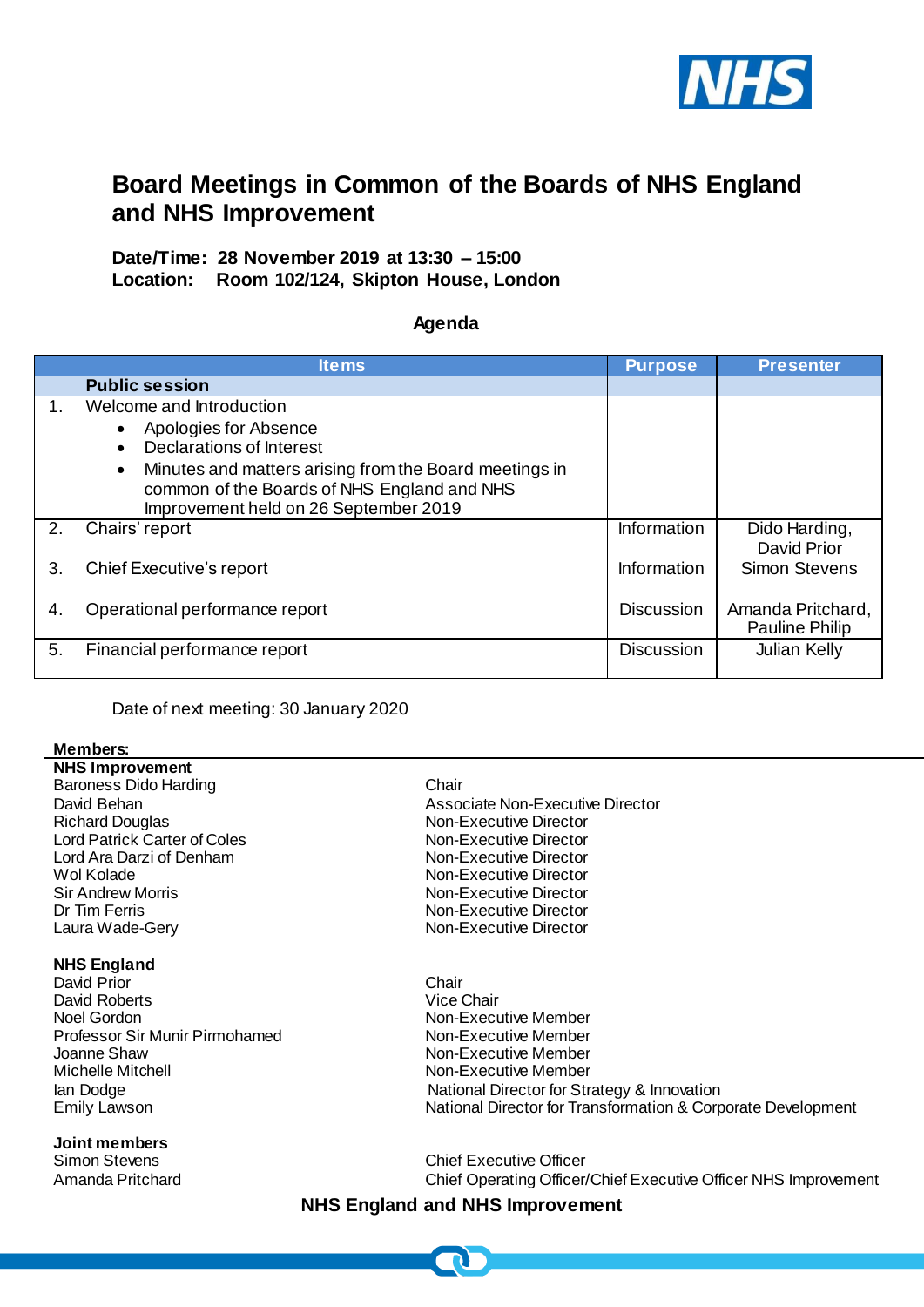# Board Meetings in Common of the Boards of NHS England and NHS Improvement

**Date/Time: 28 November 2019 at 13:30 – 15:00**
**Location: Room 102/124, Skipton House, London**

## Agenda

| | Items | Purpose | Presenter |
|---|---|---|---|
| | **Public session** | | |
| 1. | Welcome and Introduction<br>• Apologies for Absence<br>• Declarations of Interest<br>• Minutes and matters arising from the Board meetings in common of the Boards of NHS England and NHS Improvement held on 26 September 2019 | | |
| 2. | Chairs' report | Information | Dido Harding, David Prior |
| 3. | Chief Executive's report | Information | Simon Stevens |
| 4. | Operational performance report | Discussion | Amanda Pritchard, Pauline Philip |
| 5. | Financial performance report | Discussion | Julian Kelly |

Date of next meeting: 30 January 2020

**Members:**

**NHS Improvement**

| | |
|---|---|
| Baroness Dido Harding | Chair |
| David Behan | Associate Non-Executive Director |
| Richard Douglas | Non-Executive Director |
| Lord Patrick Carter of Coles | Non-Executive Director |
| Lord Ara Darzi of Denham | Non-Executive Director |
| Wol Kolade | Non-Executive Director |
| Sir Andrew Morris | Non-Executive Director |
| Dr Tim Ferris | Non-Executive Director |
| Laura Wade-Gery | Non-Executive Director |

**NHS England**

| | |
|---|---|
| David Prior | Chair |
| David Roberts | Vice Chair |
| Noel Gordon | Non-Executive Member |
| Professor Sir Munir Pirmohamed | Non-Executive Member |
| Joanne Shaw | Non-Executive Member |
| Michelle Mitchell | Non-Executive Member |
| Ian Dodge | National Director for Strategy & Innovation |
| Emily Lawson | National Director for Transformation & Corporate Development |

**Joint members**

| | |
|---|---|
| Simon Stevens | Chief Executive Officer |
| Amanda Pritchard | Chief Operating Officer/Chief Executive Officer NHS Improvement |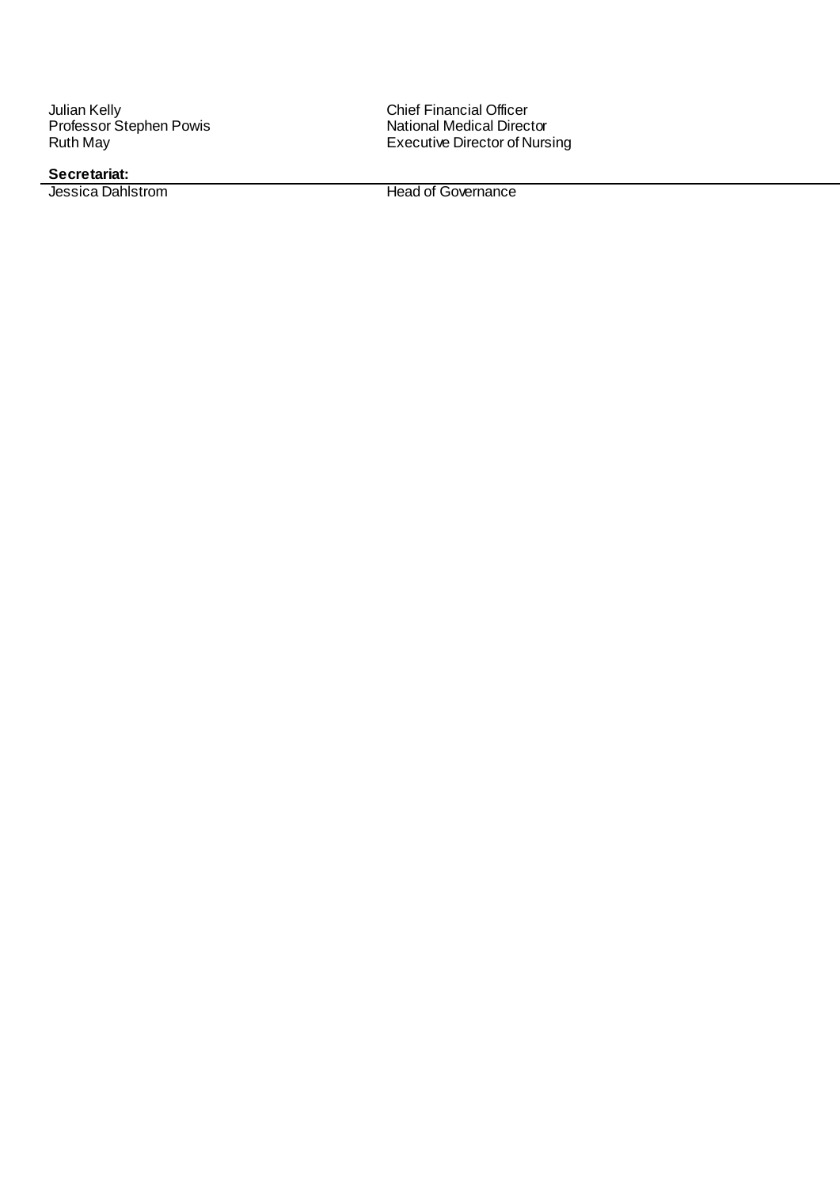| | |
|---|---|
| Julian Kelly | Chief Financial Officer |
| Professor Stephen Powis | National Medical Director |
| Ruth May | Executive Director of Nursing |

**Secretariat:**

| | |
|---|---|
| Jessica Dahlstrom | Head of Governance |